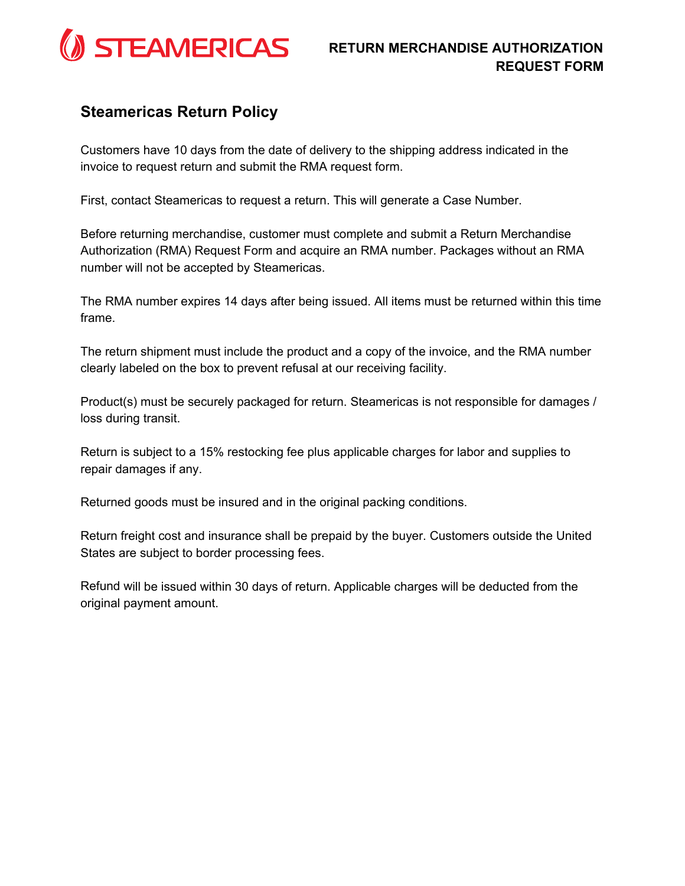STEAMERICAS

# RETURN MERCHANDISE AUTHORIZATION REQUEST FORM

## Steamericas Return Policy

Customers have 10 days from the date of delivery to the shipping address indicated in the invoice to request return and submit the RMA request form.

First, contact Steamericas to request a return. This will generate a Case Number.

Before returning merchandise, customer must complete and submit a Return Merchandise Authorization (RMA) Request Form and acquire an RMA number. Packages without an RMA number will not be accepted by Steamericas.

The RMA number expires 14 days after being issued. All items must be returned within this time frame.

The return shipment must include the product and a copy of the invoice, and the RMA number clearly labeled on the box to prevent refusal at our receiving facility.

Product(s) must be securely packaged for return. Steamericas is not responsible for damages / loss during transit.

Return is subject to a 15% restocking fee plus applicable charges for labor and supplies to repair damages if any.

Returned goods must be insured and in the original packing conditions.

Return freight cost and insurance shall be prepaid by the buyer. Customers outside the United States are subject to border processing fees.

Refund will be issued within 30 days of return. Applicable charges will be deducted from the original payment amount.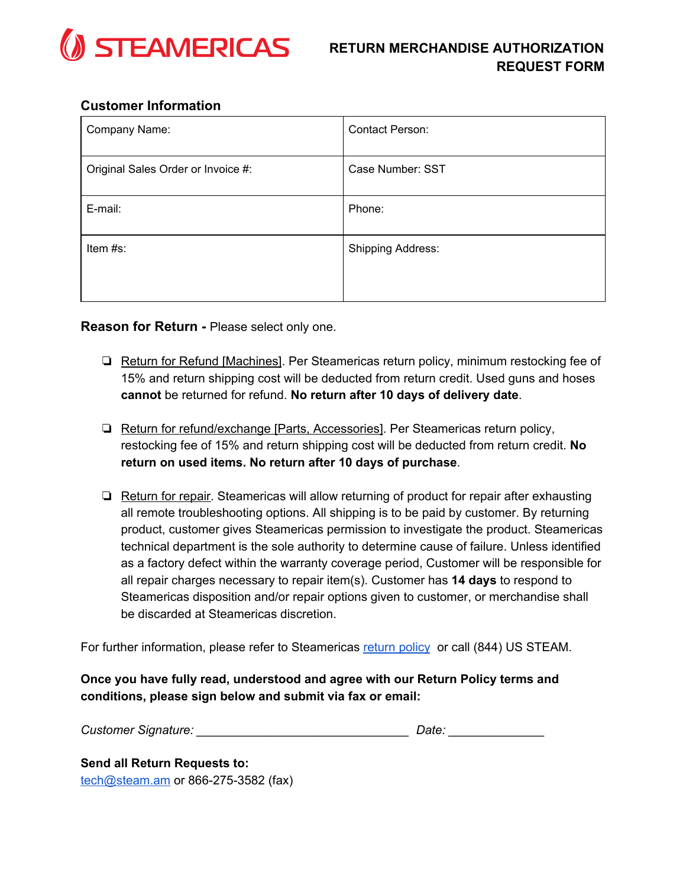STEAMERICAS

# RETURN MERCHANDISE AUTHORIZATION REQUEST FORM

## Customer Information

| | |
|---|---|
| Company Name: | Contact Person: |
| Original Sales Order or Invoice #: | Case Number: SST |
| E-mail: | Phone: |
| Item #s: | Shipping Address: |

**Reason for Return -** Please select only one.

- ❏ Return for Refund [Machines]. Per Steamericas return policy, minimum restocking fee of 15% and return shipping cost will be deducted from return credit. Used guns and hoses **cannot** be returned for refund. **No return after 10 days of delivery date**.

- ❏ Return for refund/exchange [Parts, Accessories]. Per Steamericas return policy, restocking fee of 15% and return shipping cost will be deducted from return credit. **No return on used items. No return after 10 days of purchase**.

- ❏ Return for repair. Steamericas will allow returning of product for repair after exhausting all remote troubleshooting options. All shipping is to be paid by customer. By returning product, customer gives Steamericas permission to investigate the product. Steamericas technical department is the sole authority to determine cause of failure. Unless identified as a factory defect within the warranty coverage period, Customer will be responsible for all repair charges necessary to repair item(s). Customer has **14 days** to respond to Steamericas disposition and/or repair options given to customer, or merchandise shall be discarded at Steamericas discretion.

For further information, please refer to Steamericas return policy or call (844) US STEAM.

**Once you have fully read, understood and agree with our Return Policy terms and conditions, please sign below and submit via fax or email:**

*Customer Signature:* ______________________________ *Date:* _____________

**Send all Return Requests to:**
tech@steam.am or 866-275-3582 (fax)